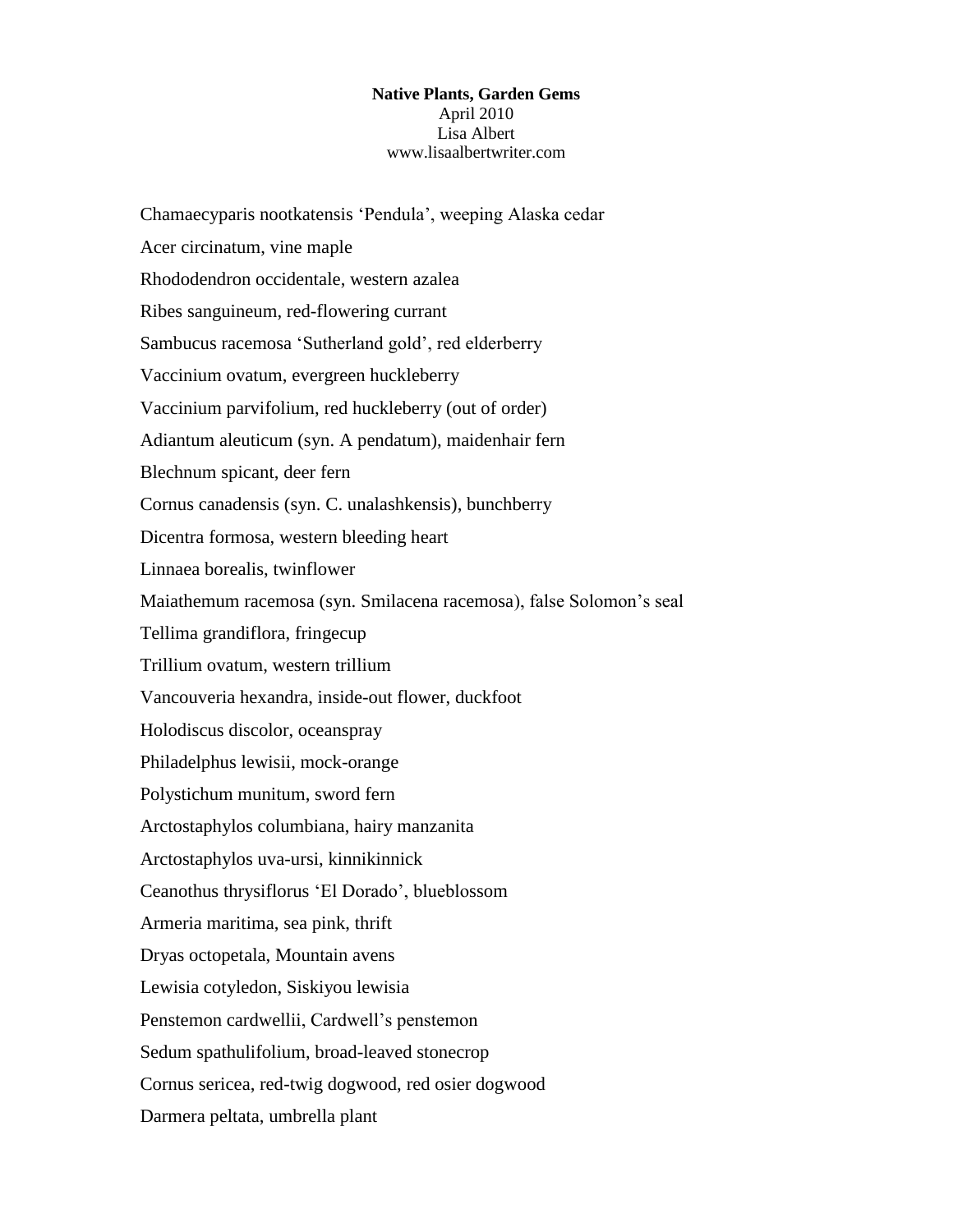**Native Plants, Garden Gems**
April 2010
Lisa Albert
www.lisaalbertwriter.com

Chamaecyparis nootkatensis ‘Pendula’, weeping Alaska cedar

Acer circinatum, vine maple

Rhododendron occidentale, western azalea

Ribes sanguineum, red-flowering currant

Sambucus racemosa ‘Sutherland gold’, red elderberry

Vaccinium ovatum, evergreen huckleberry

Vaccinium parvifolium, red huckleberry (out of order)

Adiantum aleuticum (syn. A pendatum), maidenhair fern

Blechnum spicant, deer fern

Cornus canadensis (syn. C. unalashkensis), bunchberry

Dicentra formosa, western bleeding heart

Linnaea borealis, twinflower

Maiathemum racemosa (syn. Smilacena racemosa), false Solomon’s seal

Tellima grandiflora, fringecup

Trillium ovatum, western trillium

Vancouveria hexandra, inside-out flower, duckfoot

Holodiscus discolor, oceanspray

Philadelphus lewisii, mock-orange

Polystichum munitum, sword fern

Arctostaphylos columbiana, hairy manzanita

Arctostaphylos uva-ursi, kinnikinnick

Ceanothus thrysiflorus ‘El Dorado’, blueblossom

Armeria maritima, sea pink, thrift

Dryas octopetala, Mountain avens

Lewisia cotyledon, Siskiyou lewisia

Penstemon cardwellii, Cardwell’s penstemon

Sedum spathulifolium, broad-leaved stonecrop

Cornus sericea, red-twig dogwood, red osier dogwood

Darmera peltata, umbrella plant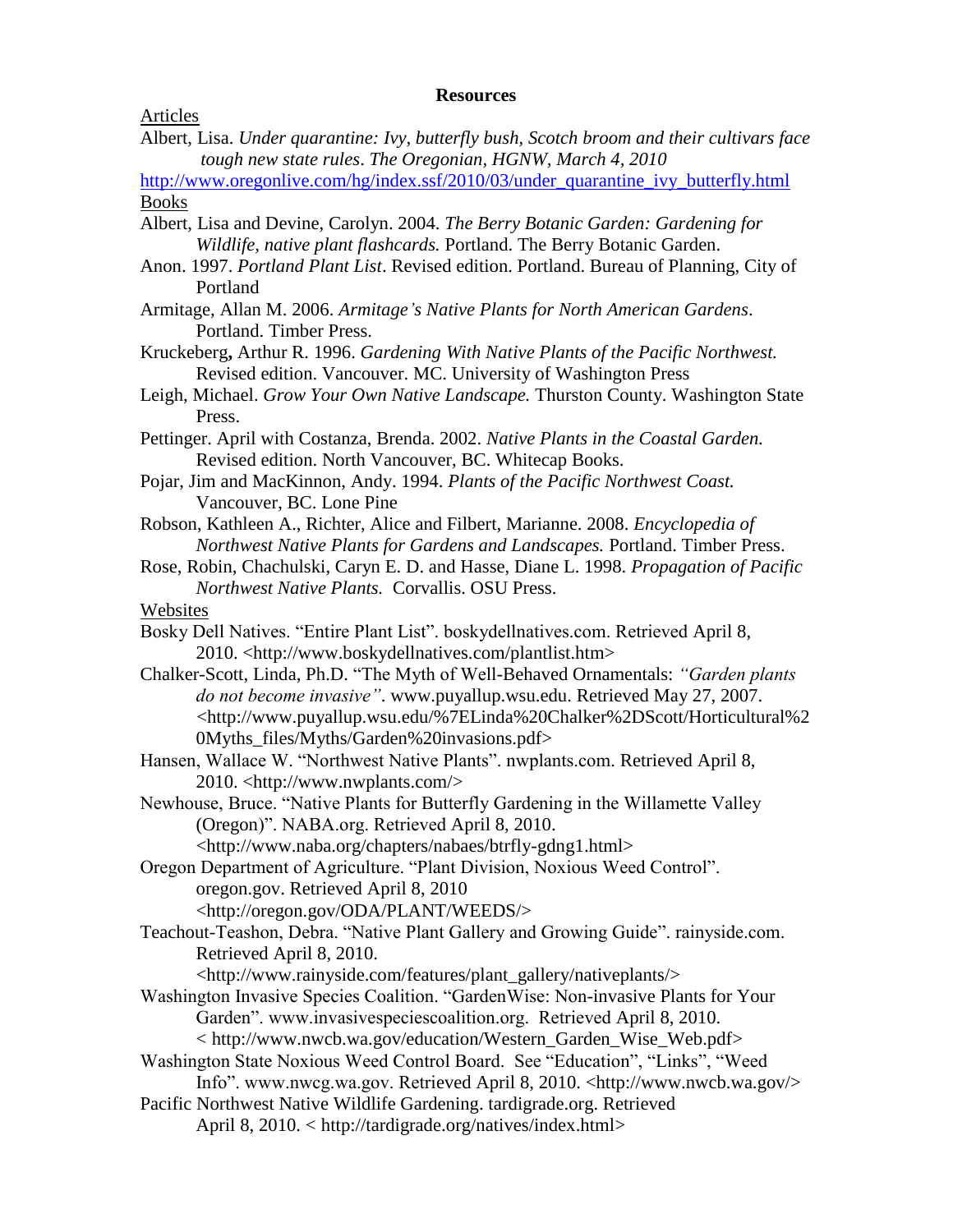**Resources**

Articles

Albert, Lisa. *Under quarantine: Ivy, butterfly bush, Scotch broom and their cultivars face tough new state rules*. *The Oregonian, HGNW, March 4, 2010*

http://www.oregonlive.com/hg/index.ssf/2010/03/under_quarantine_ivy_butterfly.html

Books

Albert, Lisa and Devine, Carolyn. 2004. *The Berry Botanic Garden: Gardening for Wildlife, native plant flashcards.* Portland. The Berry Botanic Garden.

Anon. 1997. *Portland Plant List*. Revised edition. Portland. Bureau of Planning, City of Portland

Armitage, Allan M. 2006. *Armitage's Native Plants for North American Gardens*. Portland. Timber Press.

Kruckeberg**,** Arthur R. 1996. *Gardening With Native Plants of the Pacific Northwest.* Revised edition. Vancouver. MC. University of Washington Press

Leigh, Michael. *Grow Your Own Native Landscape.* Thurston County. Washington State Press.

Pettinger. April with Costanza, Brenda. 2002. *Native Plants in the Coastal Garden.* Revised edition. North Vancouver, BC. Whitecap Books.

Pojar, Jim and MacKinnon, Andy. 1994. *Plants of the Pacific Northwest Coast.* Vancouver, BC. Lone Pine

Robson, Kathleen A., Richter, Alice and Filbert, Marianne. 2008. *Encyclopedia of Northwest Native Plants for Gardens and Landscapes.* Portland. Timber Press.

Rose, Robin, Chachulski, Caryn E. D. and Hasse, Diane L. 1998. *Propagation of Pacific Northwest Native Plants.* Corvallis. OSU Press.

Websites

Bosky Dell Natives. "Entire Plant List". boskydellnatives.com. Retrieved April 8, 2010. <http://www.boskydellnatives.com/plantlist.htm>

Chalker-Scott, Linda, Ph.D. "The Myth of Well-Behaved Ornamentals: *"Garden plants do not become invasive"*. www.puyallup.wsu.edu. Retrieved May 27, 2007. <http://www.puyallup.wsu.edu/%7ELinda%20Chalker%2DScott/Horticultural%20Myths_files/Myths/Garden%20invasions.pdf>

Hansen, Wallace W. "Northwest Native Plants". nwplants.com. Retrieved April 8, 2010. <http://www.nwplants.com/>

Newhouse, Bruce. "Native Plants for Butterfly Gardening in the Willamette Valley (Oregon)". NABA.org. Retrieved April 8, 2010. <http://www.naba.org/chapters/nabaes/btrfly-gdng1.html>

Oregon Department of Agriculture. "Plant Division, Noxious Weed Control". oregon.gov. Retrieved April 8, 2010 <http://oregon.gov/ODA/PLANT/WEEDS/>

Teachout-Teashon, Debra. "Native Plant Gallery and Growing Guide". rainyside.com. Retrieved April 8, 2010. <http://www.rainyside.com/features/plant_gallery/nativeplants/>

Washington Invasive Species Coalition. "GardenWise: Non-invasive Plants for Your Garden". www.invasivespeciescoalition.org. Retrieved April 8, 2010. < http://www.nwcb.wa.gov/education/Western_Garden_Wise_Web.pdf>

Washington State Noxious Weed Control Board. See "Education", "Links", "Weed Info". www.nwcg.wa.gov. Retrieved April 8, 2010. <http://www.nwcb.wa.gov/>

Pacific Northwest Native Wildlife Gardening. tardigrade.org. Retrieved April 8, 2010. < http://tardigrade.org/natives/index.html>